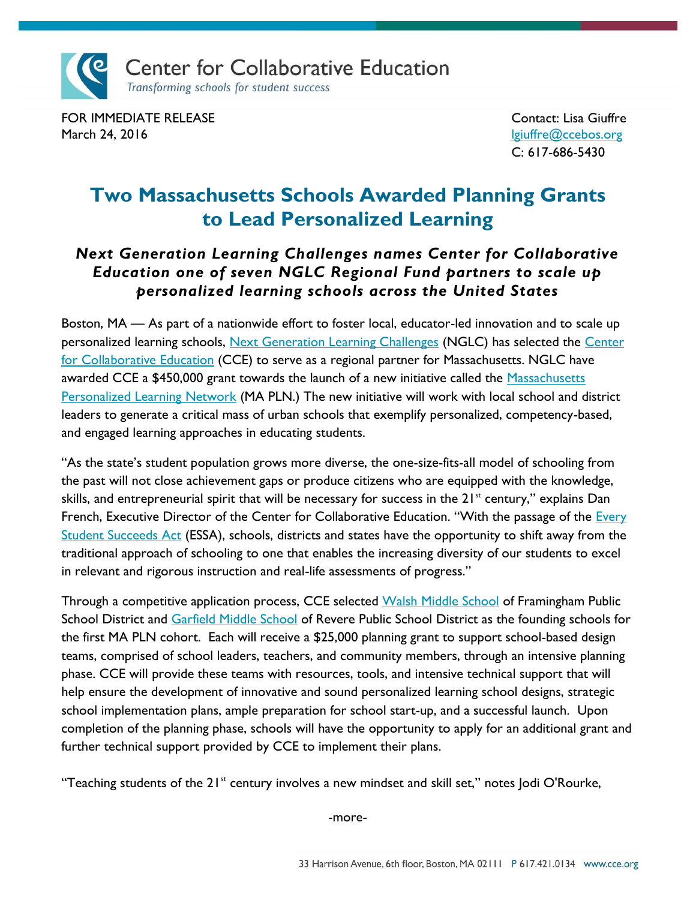Center for Collaborative Education
*Transforming schools for student success*

FOR IMMEDIATE RELEASE
March 24, 2016

Contact: Lisa Giuffre
lgiuffre@ccebos.org
C: 617-686-5430

# Two Massachusetts Schools Awarded Planning Grants to Lead Personalized Learning

### *Next Generation Learning Challenges names Center for Collaborative Education one of seven NGLC Regional Fund partners to scale up personalized learning schools across the United States*

Boston, MA — As part of a nationwide effort to foster local, educator-led innovation and to scale up personalized learning schools, Next Generation Learning Challenges (NGLC) has selected the Center for Collaborative Education (CCE) to serve as a regional partner for Massachusetts. NGLC have awarded CCE a $450,000 grant towards the launch of a new initiative called the Massachusetts Personalized Learning Network (MA PLN.) The new initiative will work with local school and district leaders to generate a critical mass of urban schools that exemplify personalized, competency-based, and engaged learning approaches in educating students.

"As the state's student population grows more diverse, the one-size-fits-all model of schooling from the past will not close achievement gaps or produce citizens who are equipped with the knowledge, skills, and entrepreneurial spirit that will be necessary for success in the 21st century," explains Dan French, Executive Director of the Center for Collaborative Education. "With the passage of the Every Student Succeeds Act (ESSA), schools, districts and states have the opportunity to shift away from the traditional approach of schooling to one that enables the increasing diversity of our students to excel in relevant and rigorous instruction and real-life assessments of progress."

Through a competitive application process, CCE selected Walsh Middle School of Framingham Public School District and Garfield Middle School of Revere Public School District as the founding schools for the first MA PLN cohort. Each will receive a $25,000 planning grant to support school-based design teams, comprised of school leaders, teachers, and community members, through an intensive planning phase. CCE will provide these teams with resources, tools, and intensive technical support that will help ensure the development of innovative and sound personalized learning school designs, strategic school implementation plans, ample preparation for school start-up, and a successful launch. Upon completion of the planning phase, schools will have the opportunity to apply for an additional grant and further technical support provided by CCE to implement their plans.

"Teaching students of the 21st century involves a new mindset and skill set," notes Jodi O'Rourke,

-more-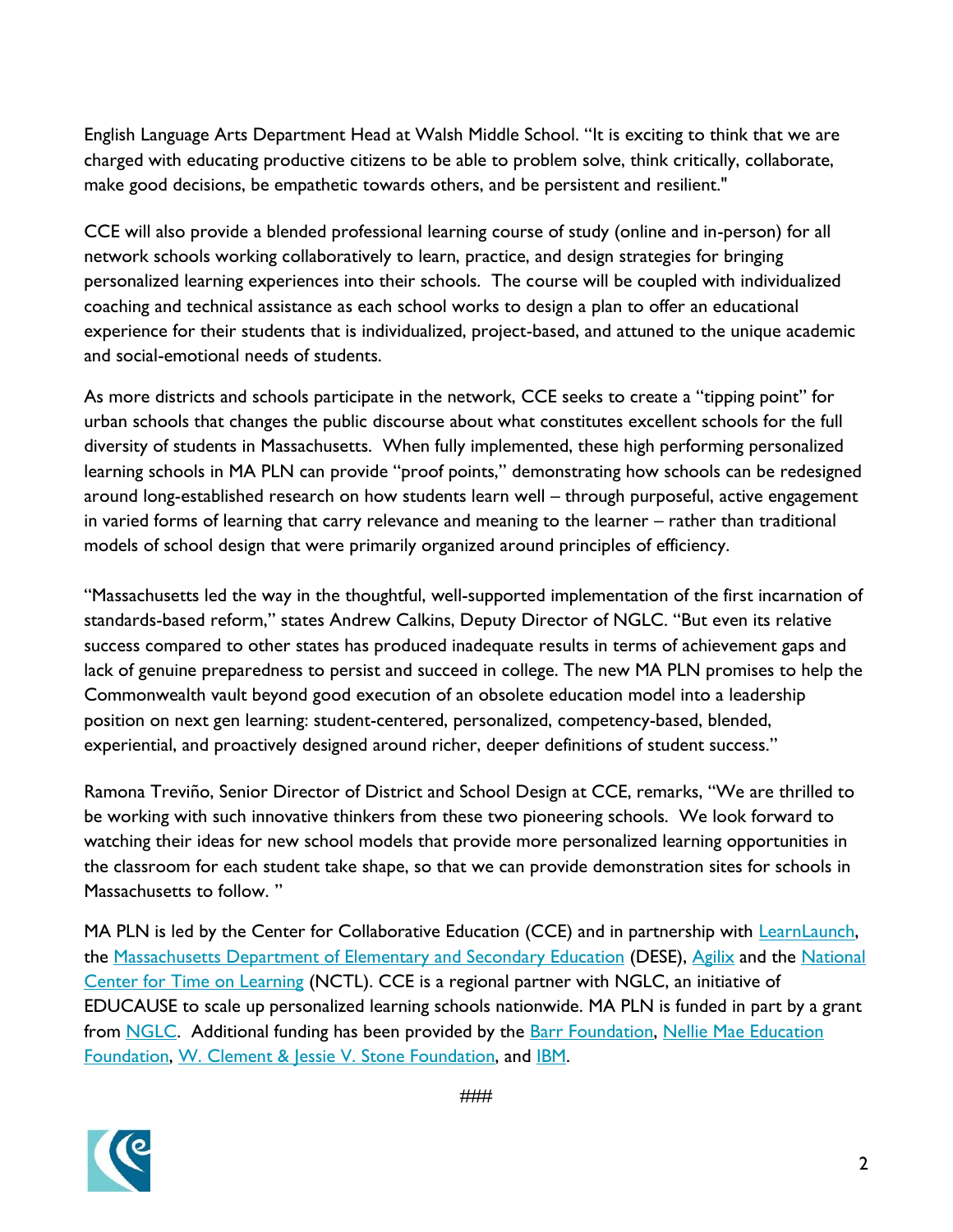English Language Arts Department Head at Walsh Middle School. "It is exciting to think that we are charged with educating productive citizens to be able to problem solve, think critically, collaborate, make good decisions, be empathetic towards others, and be persistent and resilient."

CCE will also provide a blended professional learning course of study (online and in-person) for all network schools working collaboratively to learn, practice, and design strategies for bringing personalized learning experiences into their schools. The course will be coupled with individualized coaching and technical assistance as each school works to design a plan to offer an educational experience for their students that is individualized, project-based, and attuned to the unique academic and social-emotional needs of students.

As more districts and schools participate in the network, CCE seeks to create a "tipping point" for urban schools that changes the public discourse about what constitutes excellent schools for the full diversity of students in Massachusetts. When fully implemented, these high performing personalized learning schools in MA PLN can provide "proof points," demonstrating how schools can be redesigned around long-established research on how students learn well – through purposeful, active engagement in varied forms of learning that carry relevance and meaning to the learner – rather than traditional models of school design that were primarily organized around principles of efficiency.

"Massachusetts led the way in the thoughtful, well-supported implementation of the first incarnation of standards-based reform," states Andrew Calkins, Deputy Director of NGLC. "But even its relative success compared to other states has produced inadequate results in terms of achievement gaps and lack of genuine preparedness to persist and succeed in college. The new MA PLN promises to help the Commonwealth vault beyond good execution of an obsolete education model into a leadership position on next gen learning: student-centered, personalized, competency-based, blended, experiential, and proactively designed around richer, deeper definitions of student success."

Ramona Treviño, Senior Director of District and School Design at CCE, remarks, "We are thrilled to be working with such innovative thinkers from these two pioneering schools. We look forward to watching their ideas for new school models that provide more personalized learning opportunities in the classroom for each student take shape, so that we can provide demonstration sites for schools in Massachusetts to follow. "

MA PLN is led by the Center for Collaborative Education (CCE) and in partnership with LearnLaunch, the Massachusetts Department of Elementary and Secondary Education (DESE), Agilix and the National Center for Time on Learning (NCTL). CCE is a regional partner with NGLC, an initiative of EDUCAUSE to scale up personalized learning schools nationwide. MA PLN is funded in part by a grant from NGLC. Additional funding has been provided by the Barr Foundation, Nellie Mae Education Foundation, W. Clement & Jessie V. Stone Foundation, and IBM.

###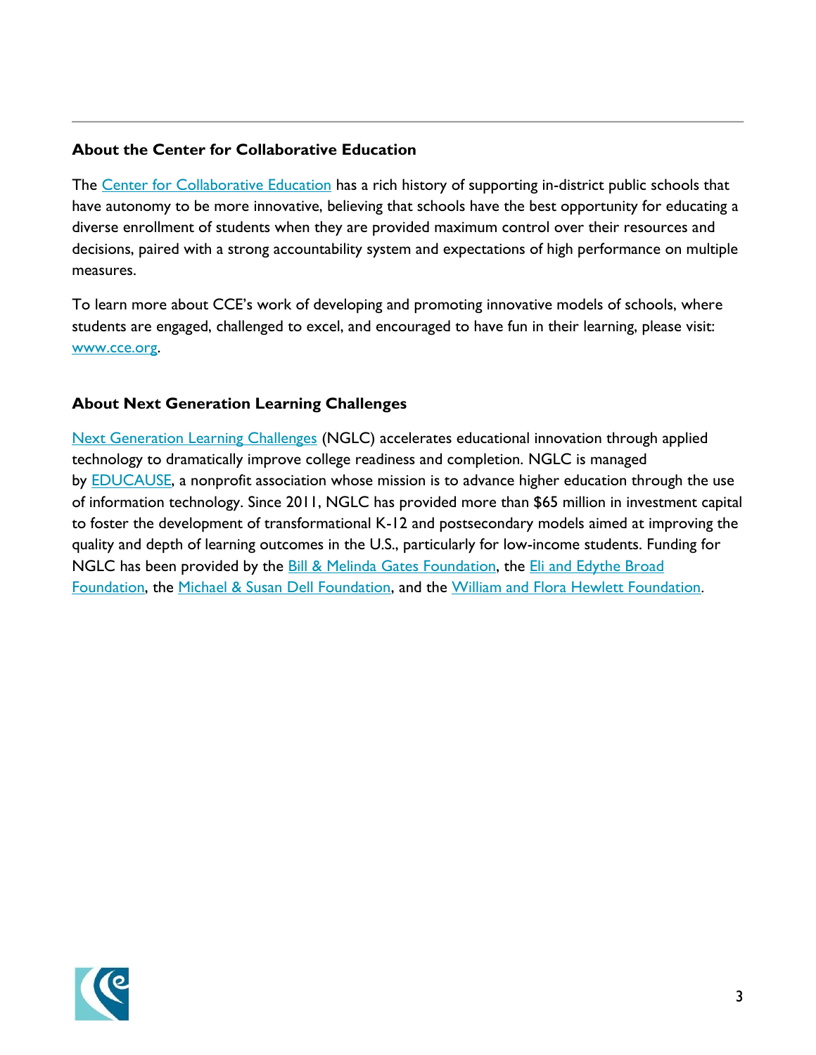### About the Center for Collaborative Education

The Center for Collaborative Education has a rich history of supporting in-district public schools that have autonomy to be more innovative, believing that schools have the best opportunity for educating a diverse enrollment of students when they are provided maximum control over their resources and decisions, paired with a strong accountability system and expectations of high performance on multiple measures.

To learn more about CCE's work of developing and promoting innovative models of schools, where students are engaged, challenged to excel, and encouraged to have fun in their learning, please visit: www.cce.org.

### About Next Generation Learning Challenges

Next Generation Learning Challenges (NGLC) accelerates educational innovation through applied technology to dramatically improve college readiness and completion. NGLC is managed by EDUCAUSE, a nonprofit association whose mission is to advance higher education through the use of information technology. Since 2011, NGLC has provided more than $65 million in investment capital to foster the development of transformational K-12 and postsecondary models aimed at improving the quality and depth of learning outcomes in the U.S., particularly for low-income students. Funding for NGLC has been provided by the Bill & Melinda Gates Foundation, the Eli and Edythe Broad Foundation, the Michael & Susan Dell Foundation, and the William and Flora Hewlett Foundation.